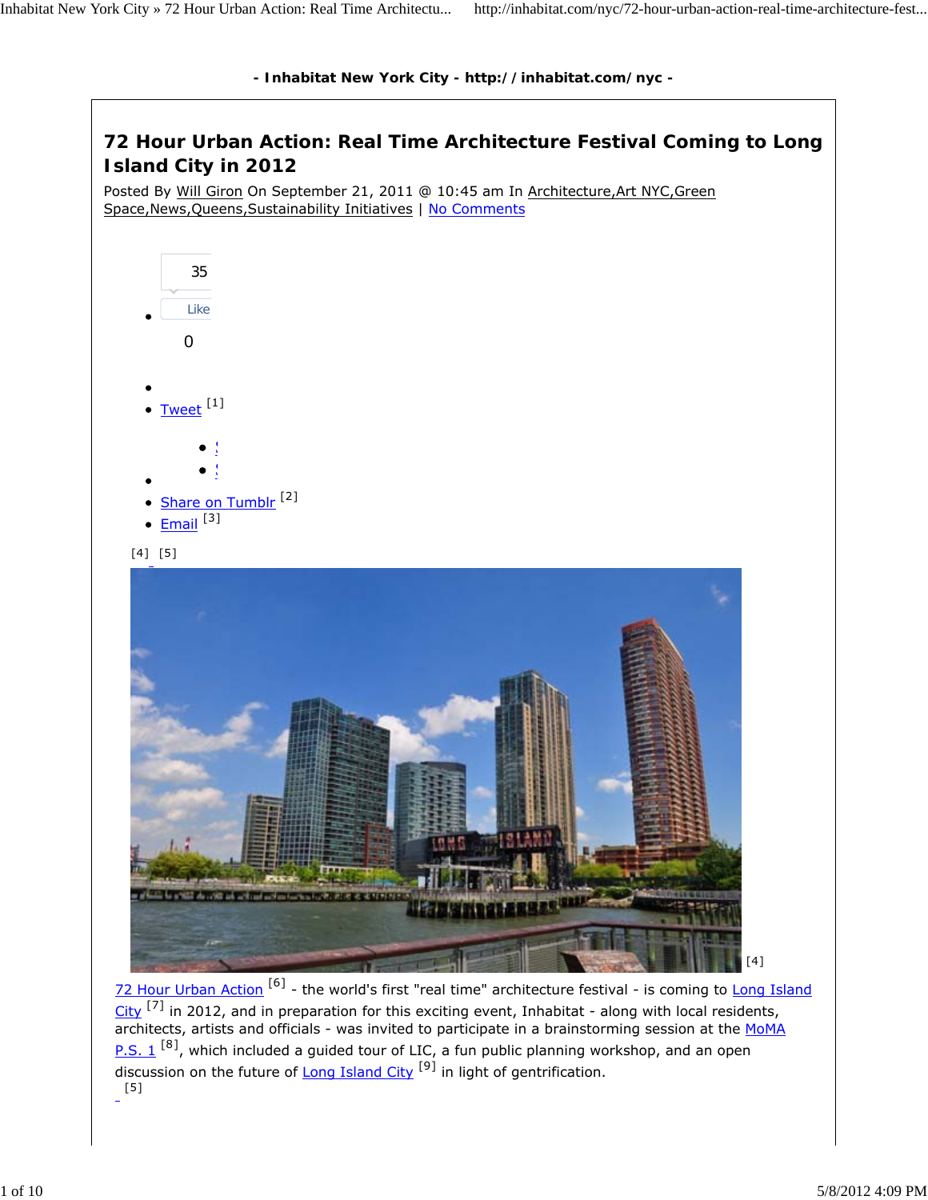- Inhabitat New York City - http://inhabitat.com/nyc -

# 72 Hour Urban Action: Real Time Architecture Festival Coming to Long Island City in 2012

Posted By Will Giron On September 21, 2011 @ 10:45 am In Architecture,Art NYC,Green Space,News,Queens,Sustainability Initiatives | No Comments

- 35 Like 0
- 
- Tweet [1]
  - 
  - 
- 
- Share on Tumblr [2]
- Email [3]

[4] [5]

[4]

72 Hour Urban Action [6] - the world's first "real time" architecture festival - is coming to Long Island City [7] in 2012, and in preparation for this exciting event, Inhabitat - along with local residents, architects, artists and officials - was invited to participate in a brainstorming session at the MoMA P.S. 1 [8], which included a guided tour of LIC, a fun public planning workshop, and an open discussion on the future of Long Island City [9] in light of gentrification.

[5]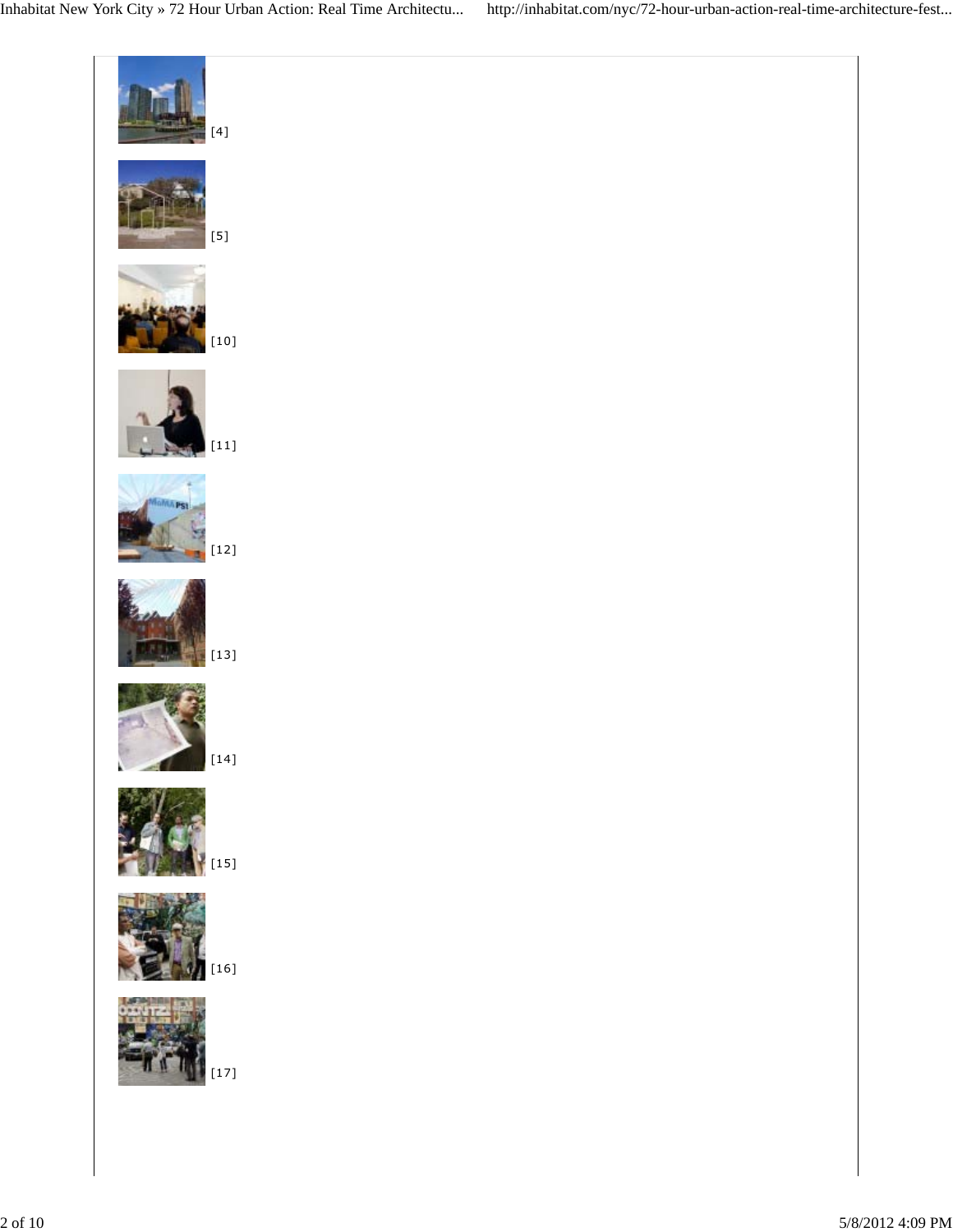[4]

[5]

[10]

[11]

[12]

[13]

[14]

[15]

[16]

[17]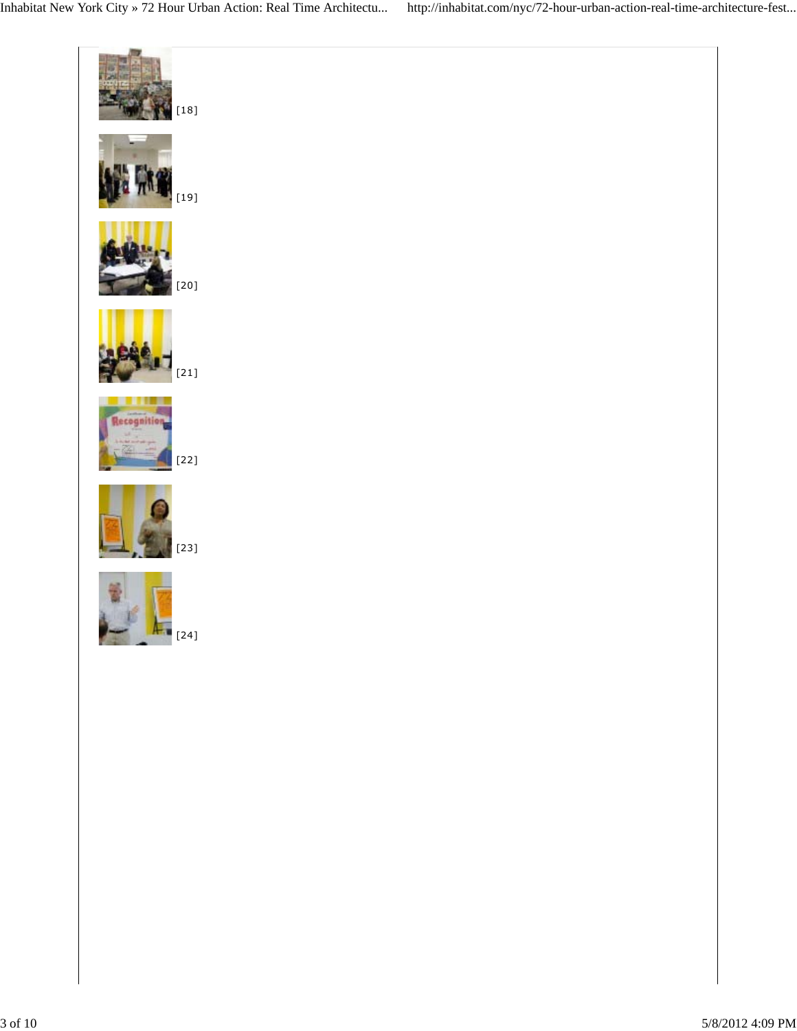[18]

[19]

[20]

[21]

[22]

[23]

[24]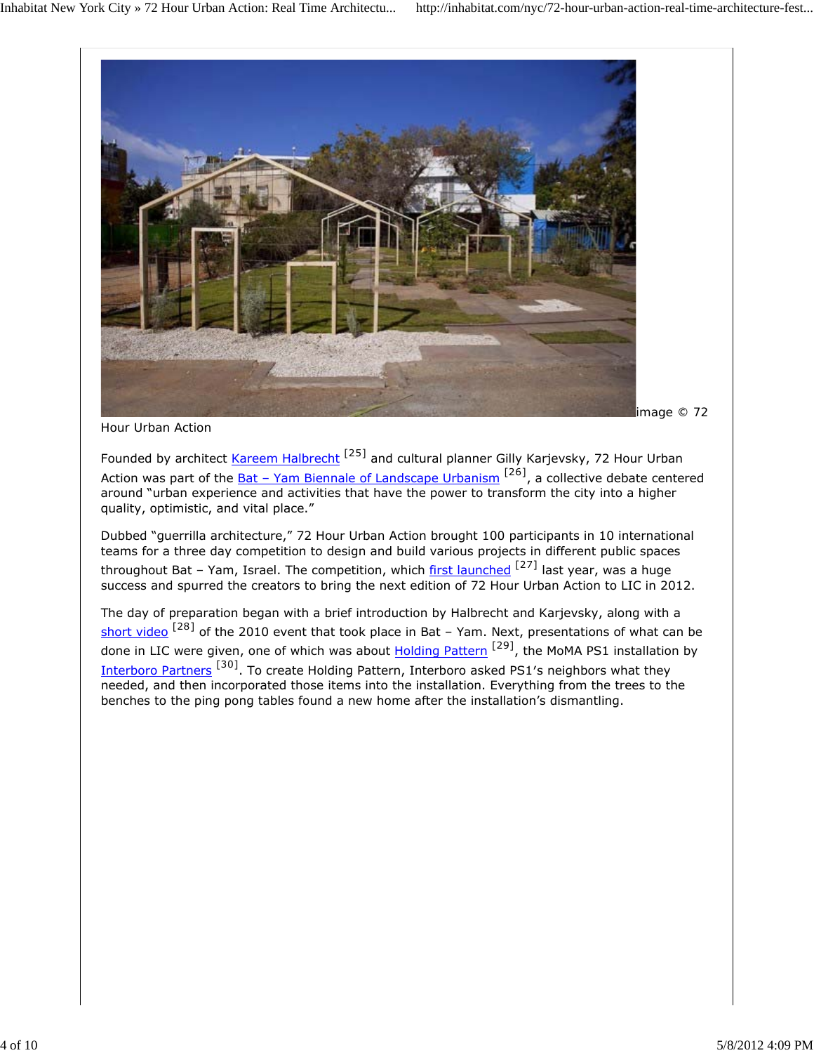image © 72 Hour Urban Action

Founded by architect Kareem Halbrecht [25] and cultural planner Gilly Karjevsky, 72 Hour Urban Action was part of the Bat – Yam Biennale of Landscape Urbanism [26], a collective debate centered around "urban experience and activities that have the power to transform the city into a higher quality, optimistic, and vital place."

Dubbed "guerrilla architecture," 72 Hour Urban Action brought 100 participants in 10 international teams for a three day competition to design and build various projects in different public spaces throughout Bat – Yam, Israel. The competition, which first launched [27] last year, was a huge success and spurred the creators to bring the next edition of 72 Hour Urban Action to LIC in 2012.

The day of preparation began with a brief introduction by Halbrecht and Karjevsky, along with a short video [28] of the 2010 event that took place in Bat – Yam. Next, presentations of what can be done in LIC were given, one of which was about Holding Pattern [29], the MoMA PS1 installation by Interboro Partners [30]. To create Holding Pattern, Interboro asked PS1's neighbors what they needed, and then incorporated those items into the installation. Everything from the trees to the benches to the ping pong tables found a new home after the installation's dismantling.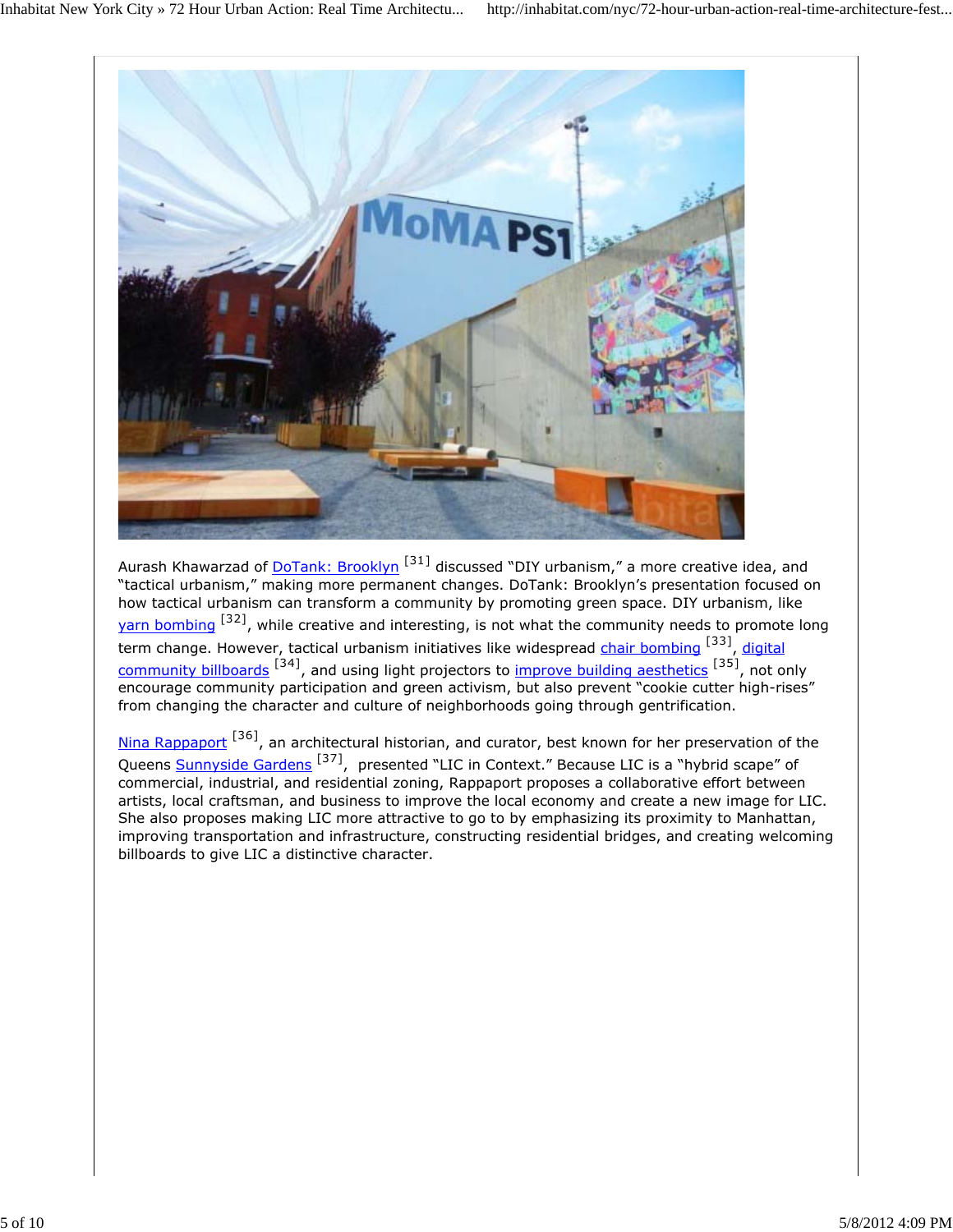Aurash Khawarzad of DoTank: Brooklyn [31] discussed "DIY urbanism," a more creative idea, and "tactical urbanism," making more permanent changes. DoTank: Brooklyn's presentation focused on how tactical urbanism can transform a community by promoting green space. DIY urbanism, like yarn bombing [32], while creative and interesting, is not what the community needs to promote long term change. However, tactical urbanism initiatives like widespread chair bombing [33], digital community billboards [34], and using light projectors to improve building aesthetics [35], not only encourage community participation and green activism, but also prevent "cookie cutter high-rises" from changing the character and culture of neighborhoods going through gentrification.

Nina Rappaport [36], an architectural historian, and curator, best known for her preservation of the Queens Sunnyside Gardens [37], presented "LIC in Context." Because LIC is a "hybrid scape" of commercial, industrial, and residential zoning, Rappaport proposes a collaborative effort between artists, local craftsman, and business to improve the local economy and create a new image for LIC. She also proposes making LIC more attractive to go to by emphasizing its proximity to Manhattan, improving transportation and infrastructure, constructing residential bridges, and creating welcoming billboards to give LIC a distinctive character.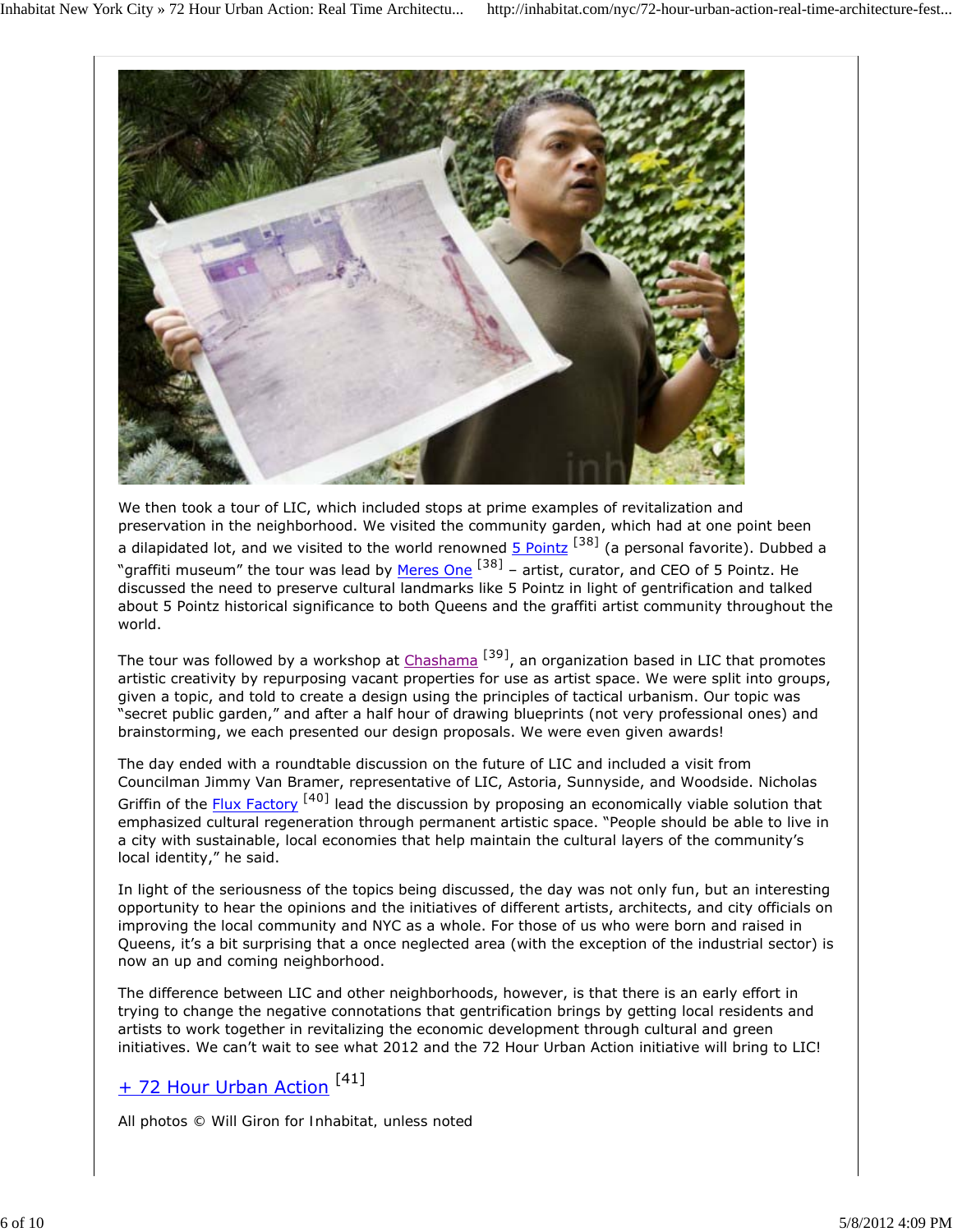We then took a tour of LIC, which included stops at prime examples of revitalization and preservation in the neighborhood. We visited the community garden, which had at one point been a dilapidated lot, and we visited to the world renowned 5 Pointz [38] (a personal favorite). Dubbed a "graffiti museum" the tour was lead by Meres One [38] – artist, curator, and CEO of 5 Pointz. He discussed the need to preserve cultural landmarks like 5 Pointz in light of gentrification and talked about 5 Pointz historical significance to both Queens and the graffiti artist community throughout the world.

The tour was followed by a workshop at Chashama [39], an organization based in LIC that promotes artistic creativity by repurposing vacant properties for use as artist space. We were split into groups, given a topic, and told to create a design using the principles of tactical urbanism. Our topic was "secret public garden," and after a half hour of drawing blueprints (not very professional ones) and brainstorming, we each presented our design proposals. We were even given awards!

The day ended with a roundtable discussion on the future of LIC and included a visit from Councilman Jimmy Van Bramer, representative of LIC, Astoria, Sunnyside, and Woodside. Nicholas Griffin of the Flux Factory [40] lead the discussion by proposing an economically viable solution that emphasized cultural regeneration through permanent artistic space. "People should be able to live in a city with sustainable, local economies that help maintain the cultural layers of the community's local identity," he said.

In light of the seriousness of the topics being discussed, the day was not only fun, but an interesting opportunity to hear the opinions and the initiatives of different artists, architects, and city officials on improving the local community and NYC as a whole. For those of us who were born and raised in Queens, it's a bit surprising that a once neglected area (with the exception of the industrial sector) is now an up and coming neighborhood.

The difference between LIC and other neighborhoods, however, is that there is an early effort in trying to change the negative connotations that gentrification brings by getting local residents and artists to work together in revitalizing the economic development through cultural and green initiatives. We can't wait to see what 2012 and the 72 Hour Urban Action initiative will bring to LIC!

+ 72 Hour Urban Action [41]

All photos © Will Giron for Inhabitat, unless noted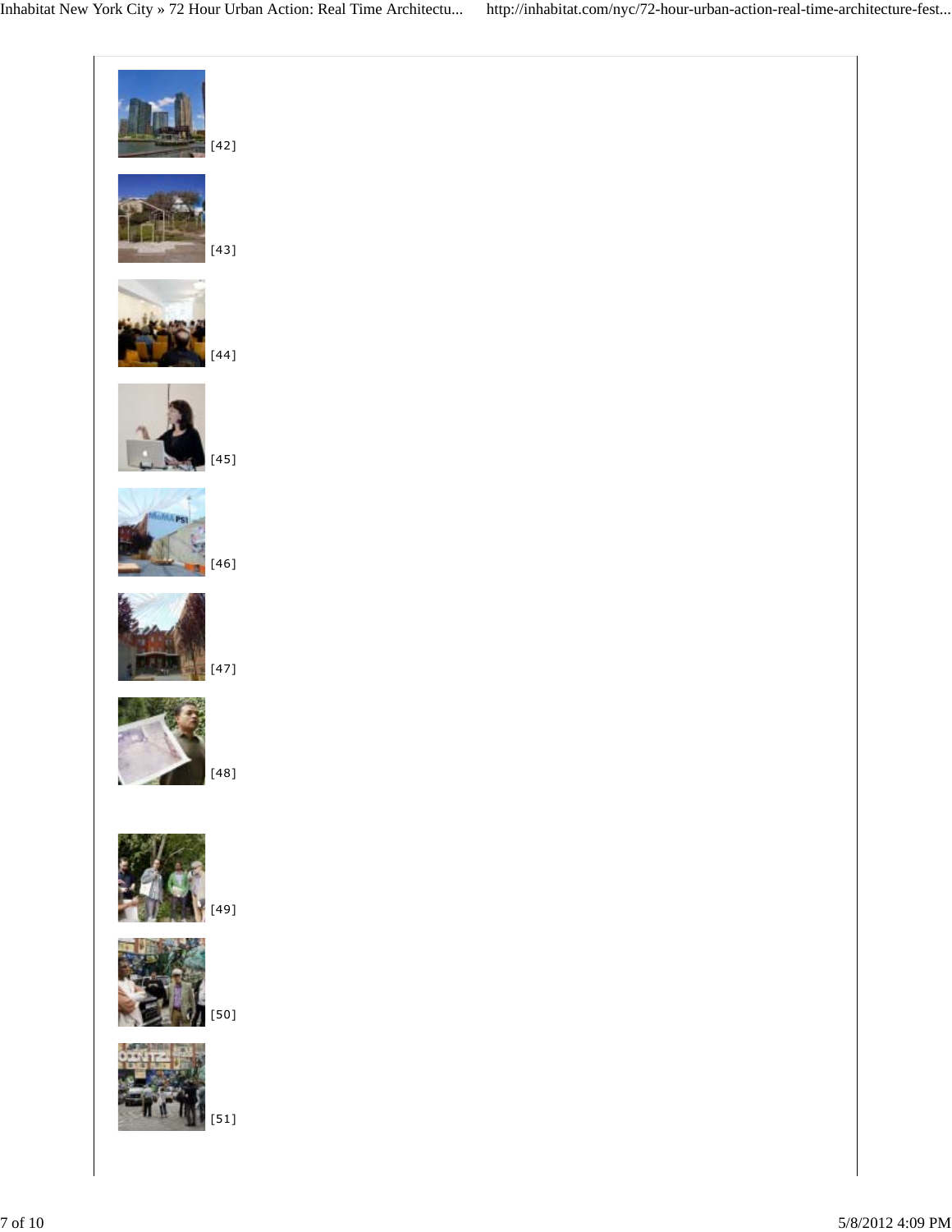[42]

[43]

[44]

[45]

[46]

[47]

[48]

[49]

[50]

[51]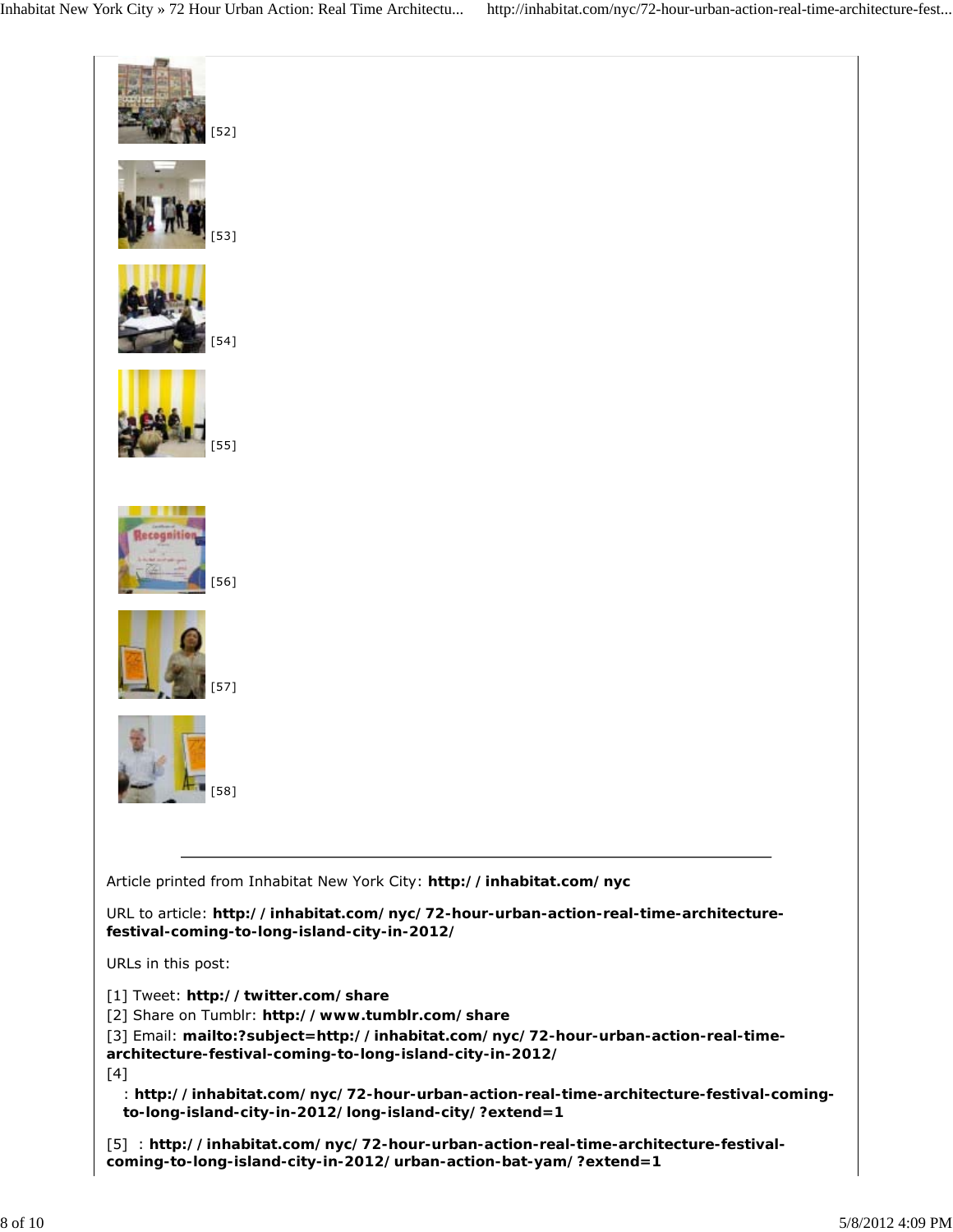[52]

[53]

[54]

[55]

[56]

[57]

[58]

---

Article printed from Inhabitat New York City: **http://inhabitat.com/nyc**

URL to article: **http://inhabitat.com/nyc/72-hour-urban-action-real-time-architecture-festival-coming-to-long-island-city-in-2012/**

URLs in this post:

[1] Tweet: **http://twitter.com/share**
[2] Share on Tumblr: **http://www.tumblr.com/share**
[3] Email: **mailto:?subject=http://inhabitat.com/nyc/72-hour-urban-action-real-time-architecture-festival-coming-to-long-island-city-in-2012/**
[4]

: **http://inhabitat.com/nyc/72-hour-urban-action-real-time-architecture-festival-coming-to-long-island-city-in-2012/long-island-city/?extend=1**

[5] : **http://inhabitat.com/nyc/72-hour-urban-action-real-time-architecture-festival-coming-to-long-island-city-in-2012/urban-action-bat-yam/?extend=1**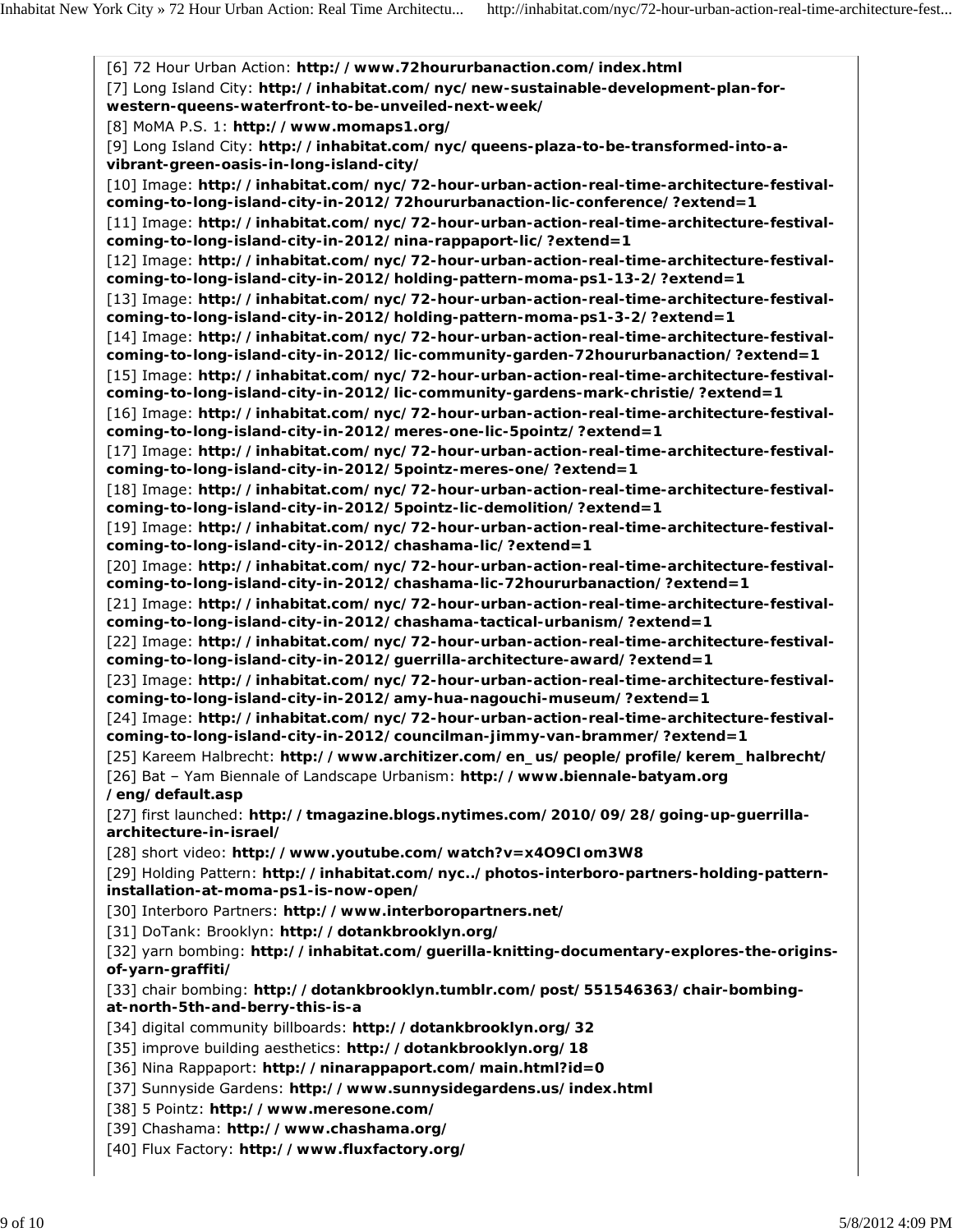[6] 72 Hour Urban Action: **http://www.72hoururbanaction.com/index.html**

[7] Long Island City: **http://inhabitat.com/nyc/new-sustainable-development-plan-for-western-queens-waterfront-to-be-unveiled-next-week/**

[8] MoMA P.S. 1: **http://www.momaps1.org/**

[9] Long Island City: **http://inhabitat.com/nyc/queens-plaza-to-be-transformed-into-a-vibrant-green-oasis-in-long-island-city/**

[10] Image: **http://inhabitat.com/nyc/72-hour-urban-action-real-time-architecture-festival-coming-to-long-island-city-in-2012/72hoururbanaction-lic-conference/?extend=1**

[11] Image: **http://inhabitat.com/nyc/72-hour-urban-action-real-time-architecture-festival-coming-to-long-island-city-in-2012/nina-rappaport-lic/?extend=1**

[12] Image: **http://inhabitat.com/nyc/72-hour-urban-action-real-time-architecture-festival-coming-to-long-island-city-in-2012/holding-pattern-moma-ps1-13-2/?extend=1**

[13] Image: **http://inhabitat.com/nyc/72-hour-urban-action-real-time-architecture-festival-coming-to-long-island-city-in-2012/holding-pattern-moma-ps1-3-2/?extend=1**

[14] Image: **http://inhabitat.com/nyc/72-hour-urban-action-real-time-architecture-festival-coming-to-long-island-city-in-2012/lic-community-garden-72hoururbanaction/?extend=1**

[15] Image: **http://inhabitat.com/nyc/72-hour-urban-action-real-time-architecture-festival-coming-to-long-island-city-in-2012/lic-community-gardens-mark-christie/?extend=1**

[16] Image: **http://inhabitat.com/nyc/72-hour-urban-action-real-time-architecture-festival-coming-to-long-island-city-in-2012/meres-one-lic-5pointz/?extend=1**

[17] Image: **http://inhabitat.com/nyc/72-hour-urban-action-real-time-architecture-festival-coming-to-long-island-city-in-2012/5pointz-meres-one/?extend=1**

[18] Image: **http://inhabitat.com/nyc/72-hour-urban-action-real-time-architecture-festival-coming-to-long-island-city-in-2012/5pointz-lic-demolition/?extend=1**

[19] Image: **http://inhabitat.com/nyc/72-hour-urban-action-real-time-architecture-festival-coming-to-long-island-city-in-2012/chashama-lic/?extend=1**

[20] Image: **http://inhabitat.com/nyc/72-hour-urban-action-real-time-architecture-festival-coming-to-long-island-city-in-2012/chashama-lic-72hoururbanaction/?extend=1**

[21] Image: **http://inhabitat.com/nyc/72-hour-urban-action-real-time-architecture-festival-coming-to-long-island-city-in-2012/chashama-tactical-urbanism/?extend=1**

[22] Image: **http://inhabitat.com/nyc/72-hour-urban-action-real-time-architecture-festival-coming-to-long-island-city-in-2012/guerrilla-architecture-award/?extend=1**

[23] Image: **http://inhabitat.com/nyc/72-hour-urban-action-real-time-architecture-festival-coming-to-long-island-city-in-2012/amy-hua-nagouchi-museum/?extend=1**

[24] Image: **http://inhabitat.com/nyc/72-hour-urban-action-real-time-architecture-festival-coming-to-long-island-city-in-2012/councilman-jimmy-van-brammer/?extend=1**

[25] Kareem Halbrecht: **http://www.architizer.com/en_us/people/profile/kerem_halbrecht/**

[26] Bat – Yam Biennale of Landscape Urbanism: **http://www.biennale-batyam.org/eng/default.asp**

[27] first launched: **http://tmagazine.blogs.nytimes.com/2010/09/28/going-up-guerrilla-architecture-in-israel/**

[28] short video: **http://www.youtube.com/watch?v=x4O9CIom3W8**

[29] Holding Pattern: **http://inhabitat.com/nyc../photos-interboro-partners-holding-pattern-installation-at-moma-ps1-is-now-open/**

[30] Interboro Partners: **http://www.interboropartners.net/**

[31] DoTank: Brooklyn: **http://dotankbrooklyn.org/**

[32] yarn bombing: **http://inhabitat.com/guerilla-knitting-documentary-explores-the-origins-of-yarn-graffiti/**

[33] chair bombing: **http://dotankbrooklyn.tumblr.com/post/551546363/chair-bombing-at-north-5th-and-berry-this-is-a**

[34] digital community billboards: **http://dotankbrooklyn.org/32**

[35] improve building aesthetics: **http://dotankbrooklyn.org/18**

[36] Nina Rappaport: **http://ninarappaport.com/main.html?id=0**

[37] Sunnyside Gardens: **http://www.sunnysidegardens.us/index.html**

[38] 5 Pointz: **http://www.meresone.com/**

[39] Chashama: **http://www.chashama.org/**

[40] Flux Factory: **http://www.fluxfactory.org/**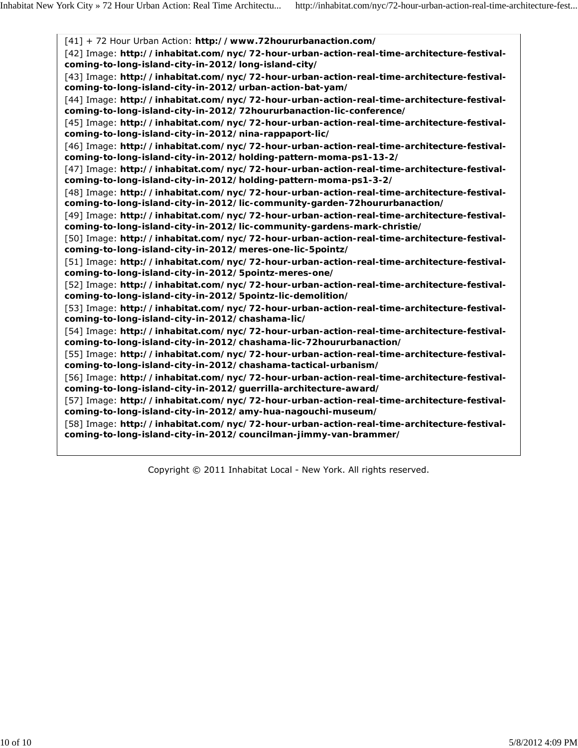[41] + 72 Hour Urban Action: **http://www.72hoururbanaction.com/**

[42] Image: **http://inhabitat.com/nyc/72-hour-urban-action-real-time-architecture-festival-coming-to-long-island-city-in-2012/long-island-city/**

[43] Image: **http://inhabitat.com/nyc/72-hour-urban-action-real-time-architecture-festival-coming-to-long-island-city-in-2012/urban-action-bat-yam/**

[44] Image: **http://inhabitat.com/nyc/72-hour-urban-action-real-time-architecture-festival-coming-to-long-island-city-in-2012/72hoururbanaction-lic-conference/**

[45] Image: **http://inhabitat.com/nyc/72-hour-urban-action-real-time-architecture-festival-coming-to-long-island-city-in-2012/nina-rappaport-lic/**

[46] Image: **http://inhabitat.com/nyc/72-hour-urban-action-real-time-architecture-festival-coming-to-long-island-city-in-2012/holding-pattern-moma-ps1-13-2/**

[47] Image: **http://inhabitat.com/nyc/72-hour-urban-action-real-time-architecture-festival-coming-to-long-island-city-in-2012/holding-pattern-moma-ps1-3-2/**

[48] Image: **http://inhabitat.com/nyc/72-hour-urban-action-real-time-architecture-festival-coming-to-long-island-city-in-2012/lic-community-garden-72hoururbanaction/**

[49] Image: **http://inhabitat.com/nyc/72-hour-urban-action-real-time-architecture-festival-coming-to-long-island-city-in-2012/lic-community-gardens-mark-christie/**

[50] Image: **http://inhabitat.com/nyc/72-hour-urban-action-real-time-architecture-festival-coming-to-long-island-city-in-2012/meres-one-lic-5pointz/**

[51] Image: **http://inhabitat.com/nyc/72-hour-urban-action-real-time-architecture-festival-coming-to-long-island-city-in-2012/5pointz-meres-one/**

[52] Image: **http://inhabitat.com/nyc/72-hour-urban-action-real-time-architecture-festival-coming-to-long-island-city-in-2012/5pointz-lic-demolition/**

[53] Image: **http://inhabitat.com/nyc/72-hour-urban-action-real-time-architecture-festival-coming-to-long-island-city-in-2012/chashama-lic/**

[54] Image: **http://inhabitat.com/nyc/72-hour-urban-action-real-time-architecture-festival-coming-to-long-island-city-in-2012/chashama-lic-72hoururbanaction/**

[55] Image: **http://inhabitat.com/nyc/72-hour-urban-action-real-time-architecture-festival-coming-to-long-island-city-in-2012/chashama-tactical-urbanism/**

[56] Image: **http://inhabitat.com/nyc/72-hour-urban-action-real-time-architecture-festival-coming-to-long-island-city-in-2012/guerrilla-architecture-award/**

[57] Image: **http://inhabitat.com/nyc/72-hour-urban-action-real-time-architecture-festival-coming-to-long-island-city-in-2012/amy-hua-nagouchi-museum/**

[58] Image: **http://inhabitat.com/nyc/72-hour-urban-action-real-time-architecture-festival-coming-to-long-island-city-in-2012/councilman-jimmy-van-brammer/**

Copyright © 2011 Inhabitat Local - New York. All rights reserved.